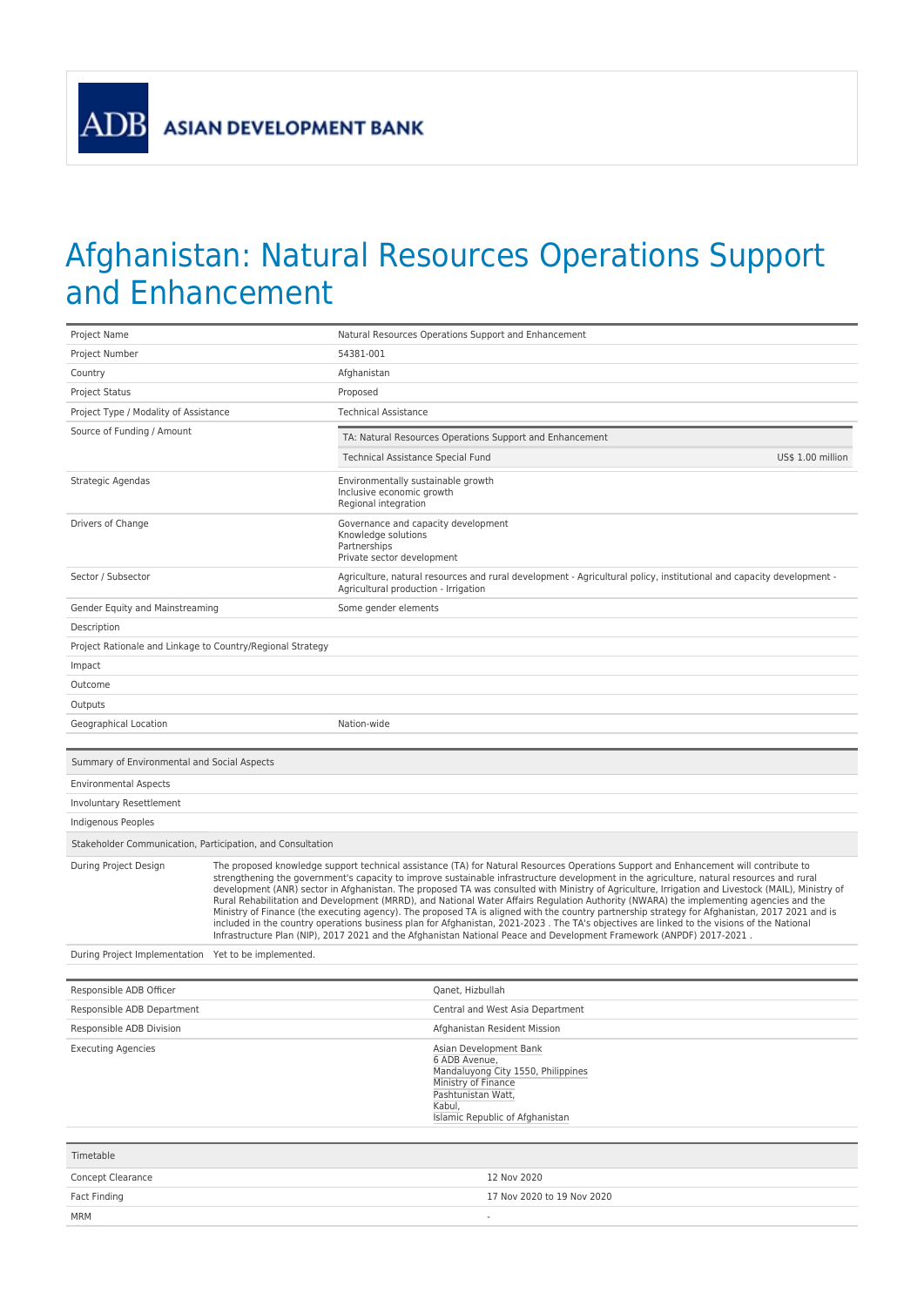ADB ASIAN DEVELOPMENT BANK

# Afghanistan: Natural Resources Operations Support and Enhancement

| | |
|---|---|
| Project Name | Natural Resources Operations Support and Enhancement |
| Project Number | 54381-001 |
| Country | Afghanistan |
| Project Status | Proposed |
| Project Type / Modality of Assistance | Technical Assistance |
| Source of Funding / Amount | TA: Natural Resources Operations Support and Enhancement<br>Technical Assistance Special Fund — US$ 1.00 million |
| Strategic Agendas | Environmentally sustainable growth<br>Inclusive economic growth<br>Regional integration |
| Drivers of Change | Governance and capacity development<br>Knowledge solutions<br>Partnerships<br>Private sector development |
| Sector / Subsector | Agriculture, natural resources and rural development - Agricultural policy, institutional and capacity development - Agricultural production - Irrigation |
| Gender Equity and Mainstreaming | Some gender elements |
| Description | |
| Project Rationale and Linkage to Country/Regional Strategy | |
| Impact | |
| Outcome | |
| Outputs | |
| Geographical Location | Nation-wide |

| Summary of Environmental and Social Aspects | |
|---|---|
| Environmental Aspects | |
| Involuntary Resettlement | |
| Indigenous Peoples | |

| Stakeholder Communication, Participation, and Consultation | |
|---|---|
| During Project Design | The proposed knowledge support technical assistance (TA) for Natural Resources Operations Support and Enhancement will contribute to strengthening the government's capacity to improve sustainable infrastructure development in the agriculture, natural resources and rural development (ANR) sector in Afghanistan. The proposed TA was consulted with Ministry of Agriculture, Irrigation and Livestock (MAIL), Ministry of Rural Rehabilitation and Development (MRRD), and National Water Affairs Regulation Authority (NWARA) the implementing agencies and the Ministry of Finance (the executing agency). The proposed TA is aligned with the country partnership strategy for Afghanistan, 2017 2021 and is included in the country operations business plan for Afghanistan, 2021-2023 . The TA's objectives are linked to the visions of the National Infrastructure Plan (NIP), 2017 2021 and the Afghanistan National Peace and Development Framework (ANPDF) 2017-2021 . |
| During Project Implementation | Yet to be implemented. |

| | |
|---|---|
| Responsible ADB Officer | Qanet, Hizbullah |
| Responsible ADB Department | Central and West Asia Department |
| Responsible ADB Division | Afghanistan Resident Mission |
| Executing Agencies | Asian Development Bank<br>6 ADB Avenue,<br>Mandaluyong City 1550, Philippines<br>Ministry of Finance<br>Pashtunistan Watt,<br>Kabul,<br>Islamic Republic of Afghanistan |

| Timetable | |
|---|---|
| Concept Clearance | 12 Nov 2020 |
| Fact Finding | 17 Nov 2020 to 19 Nov 2020 |
| MRM | - |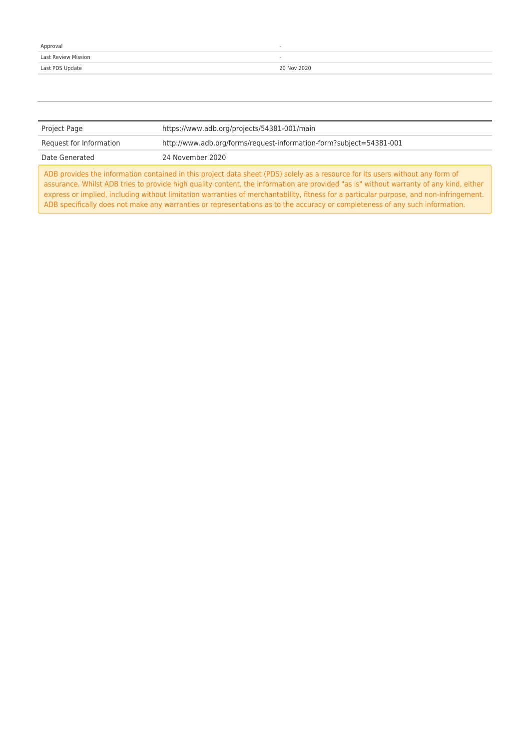| | |
|---|---|
| Approval | - |
| Last Review Mission | - |
| Last PDS Update | 20 Nov 2020 |

---

| | |
|---|---|
| Project Page | https://www.adb.org/projects/54381-001/main |
| Request for Information | http://www.adb.org/forms/request-information-form?subject=54381-001 |
| Date Generated | 24 November 2020 |

ADB provides the information contained in this project data sheet (PDS) solely as a resource for its users without any form of assurance. Whilst ADB tries to provide high quality content, the information are provided "as is" without warranty of any kind, either express or implied, including without limitation warranties of merchantability, fitness for a particular purpose, and non-infringement. ADB specifically does not make any warranties or representations as to the accuracy or completeness of any such information.